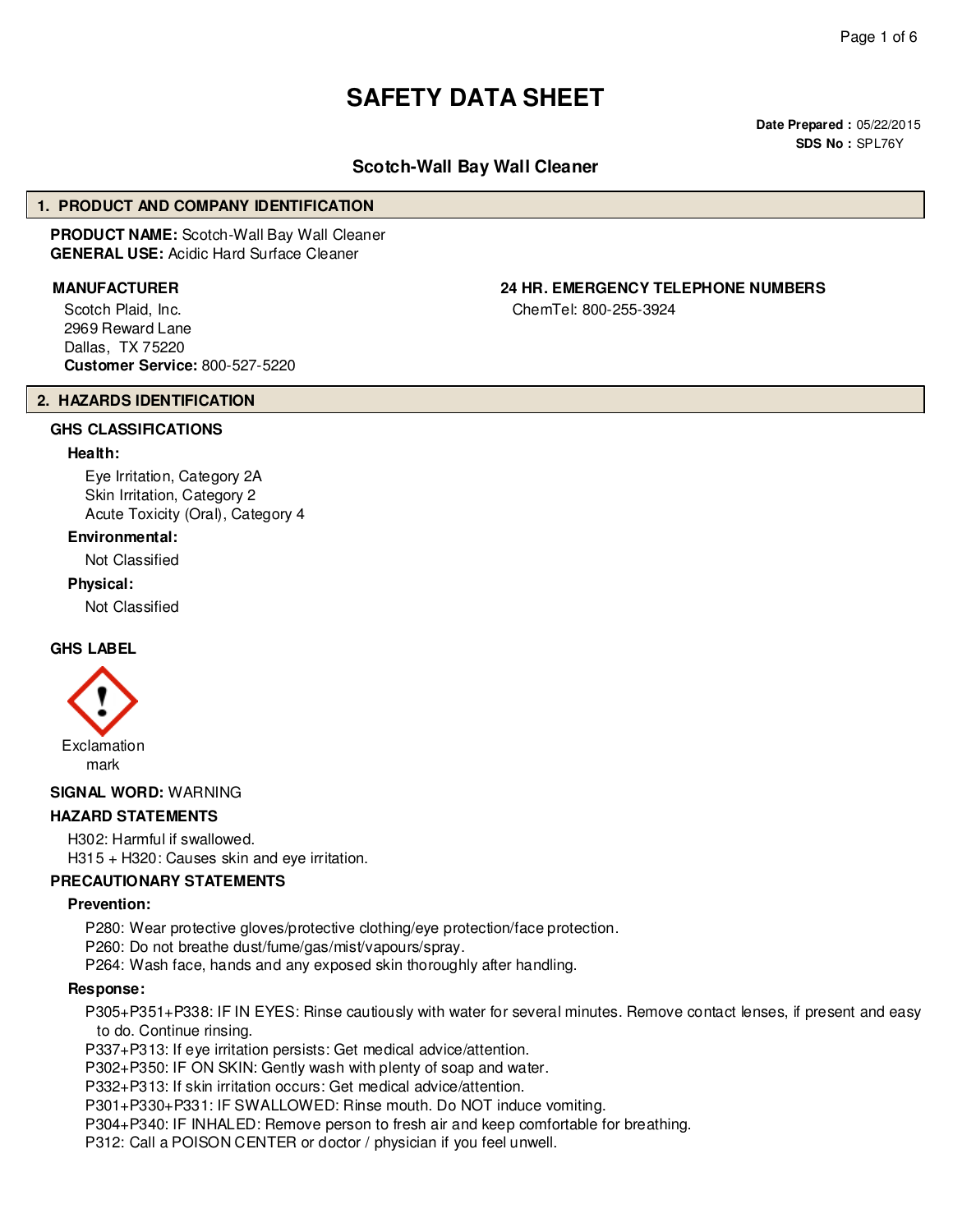# SAFETY DATA SHEET

**Date Prepared :** 05/22/2015
**SDS No :** SPL76Y

## Scotch-Wall Bay Wall Cleaner

## 1. PRODUCT AND COMPANY IDENTIFICATION

**PRODUCT NAME:** Scotch-Wall Bay Wall Cleaner
**GENERAL USE:** Acidic Hard Surface Cleaner

**MANUFACTURER**

Scotch Plaid, Inc.
2969 Reward Lane
Dallas, TX 75220
**Customer Service:** 800-527-5220

**24 HR. EMERGENCY TELEPHONE NUMBERS**

ChemTel: 800-255-3924

## 2. HAZARDS IDENTIFICATION

### GHS CLASSIFICATIONS

**Health:**

Eye Irritation, Category 2A
Skin Irritation, Category 2
Acute Toxicity (Oral), Category 4

**Environmental:**

Not Classified

**Physical:**

Not Classified

### GHS LABEL

Exclamation mark

**SIGNAL WORD:** WARNING

### HAZARD STATEMENTS

H302: Harmful if swallowed.
H315 + H320: Causes skin and eye irritation.

### PRECAUTIONARY STATEMENTS

**Prevention:**

P280: Wear protective gloves/protective clothing/eye protection/face protection.
P260: Do not breathe dust/fume/gas/mist/vapours/spray.
P264: Wash face, hands and any exposed skin thoroughly after handling.

**Response:**

P305+P351+P338: IF IN EYES: Rinse cautiously with water for several minutes. Remove contact lenses, if present and easy to do. Continue rinsing.
P337+P313: If eye irritation persists: Get medical advice/attention.
P302+P350: IF ON SKIN: Gently wash with plenty of soap and water.
P332+P313: If skin irritation occurs: Get medical advice/attention.
P301+P330+P331: IF SWALLOWED: Rinse mouth. Do NOT induce vomiting.
P304+P340: IF INHALED: Remove person to fresh air and keep comfortable for breathing.
P312: Call a POISON CENTER or doctor / physician if you feel unwell.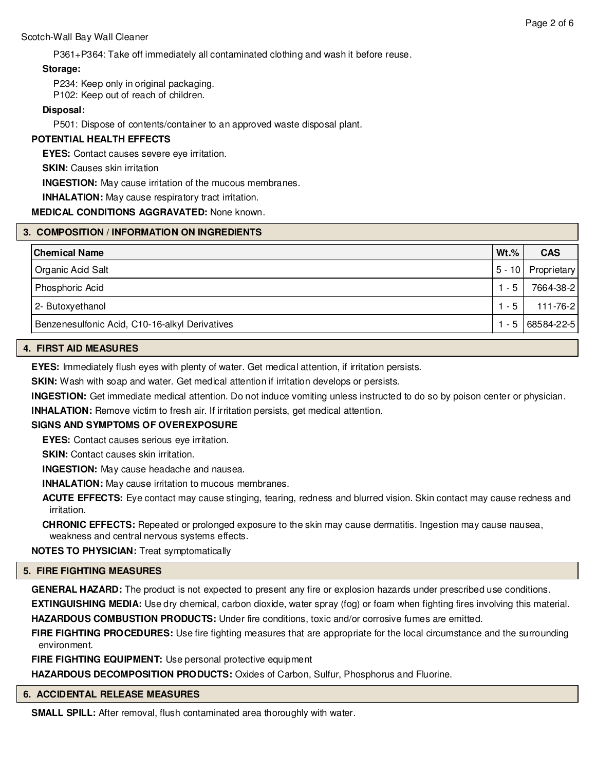P361+P364: Take off immediately all contaminated clothing and wash it before reuse.

**Storage:**

P234: Keep only in original packaging.
P102: Keep out of reach of children.

**Disposal:**

P501: Dispose of contents/container to an approved waste disposal plant.

**POTENTIAL HEALTH EFFECTS**

**EYES:** Contact causes severe eye irritation.

**SKIN:** Causes skin irritation

**INGESTION:** May cause irritation of the mucous membranes.

**INHALATION:** May cause respiratory tract irritation.

**MEDICAL CONDITIONS AGGRAVATED:** None known.

## 3. COMPOSITION / INFORMATION ON INGREDIENTS

| Chemical Name | Wt.% | CAS |
|---|---|---|
| Organic Acid Salt | 5 - 10 | Proprietary |
| Phosphoric Acid | 1 - 5 | 7664-38-2 |
| 2- Butoxyethanol | 1 - 5 | 111-76-2 |
| Benzenesulfonic Acid, C10-16-alkyl Derivatives | 1 - 5 | 68584-22-5 |

## 4. FIRST AID MEASURES

**EYES:** Immediately flush eyes with plenty of water. Get medical attention, if irritation persists.

**SKIN:** Wash with soap and water. Get medical attention if irritation develops or persists.

**INGESTION:** Get immediate medical attention. Do not induce vomiting unless instructed to do so by poison center or physician.

**INHALATION:** Remove victim to fresh air. If irritation persists, get medical attention.

**SIGNS AND SYMPTOMS OF OVEREXPOSURE**

**EYES:** Contact causes serious eye irritation.

**SKIN:** Contact causes skin irritation.

**INGESTION:** May cause headache and nausea.

**INHALATION:** May cause irritation to mucous membranes.

**ACUTE EFFECTS:** Eye contact may cause stinging, tearing, redness and blurred vision. Skin contact may cause redness and irritation.

**CHRONIC EFFECTS:** Repeated or prolonged exposure to the skin may cause dermatitis. Ingestion may cause nausea, weakness and central nervous systems effects.

**NOTES TO PHYSICIAN:** Treat symptomatically

## 5. FIRE FIGHTING MEASURES

**GENERAL HAZARD:** The product is not expected to present any fire or explosion hazards under prescribed use conditions.

**EXTINGUISHING MEDIA:** Use dry chemical, carbon dioxide, water spray (fog) or foam when fighting fires involving this material.

**HAZARDOUS COMBUSTION PRODUCTS:** Under fire conditions, toxic and/or corrosive fumes are emitted.

**FIRE FIGHTING PROCEDURES:** Use fire fighting measures that are appropriate for the local circumstance and the surrounding environment.

**FIRE FIGHTING EQUIPMENT:** Use personal protective equipment

**HAZARDOUS DECOMPOSITION PRODUCTS:** Oxides of Carbon, Sulfur, Phosphorus and Fluorine.

## 6. ACCIDENTAL RELEASE MEASURES

**SMALL SPILL:** After removal, flush contaminated area thoroughly with water.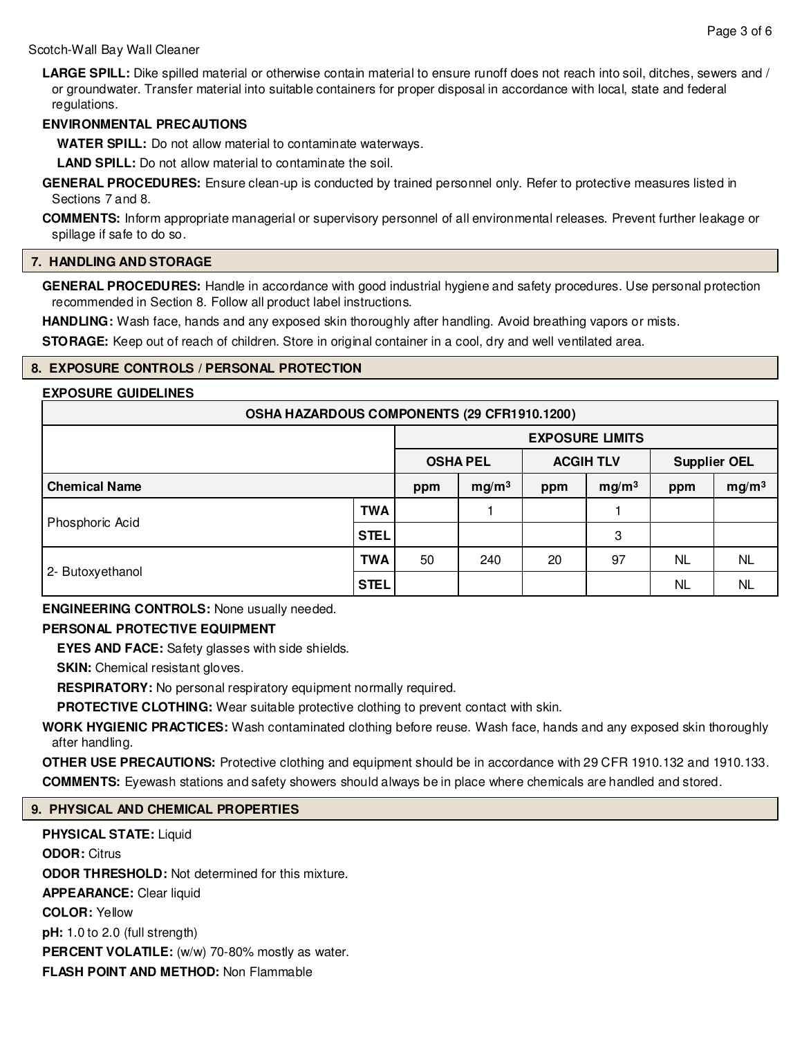**LARGE SPILL:** Dike spilled material or otherwise contain material to ensure runoff does not reach into soil, ditches, sewers and / or groundwater. Transfer material into suitable containers for proper disposal in accordance with local, state and federal regulations.

**ENVIRONMENTAL PRECAUTIONS**

**WATER SPILL:** Do not allow material to contaminate waterways.

**LAND SPILL:** Do not allow material to contaminate the soil.

**GENERAL PROCEDURES:** Ensure clean-up is conducted by trained personnel only. Refer to protective measures listed in Sections 7 and 8.

**COMMENTS:** Inform appropriate managerial or supervisory personnel of all environmental releases. Prevent further leakage or spillage if safe to do so.

## 7. HANDLING AND STORAGE

**GENERAL PROCEDURES:** Handle in accordance with good industrial hygiene and safety procedures. Use personal protection recommended in Section 8. Follow all product label instructions.

**HANDLING:** Wash face, hands and any exposed skin thoroughly after handling. Avoid breathing vapors or mists.

**STORAGE:** Keep out of reach of children. Store in original container in a cool, dry and well ventilated area.

## 8. EXPOSURE CONTROLS / PERSONAL PROTECTION

**EXPOSURE GUIDELINES**

| OSHA HAZARDOUS COMPONENTS (29 CFR1910.1200) | | | | | | | |
|---|---|---|---|---|---|---|---|
| | | EXPOSURE LIMITS | | | | | |
| | | OSHA PEL | | ACGIH TLV | | Supplier OEL | |
| **Chemical Name** | | ppm | $mg/m^3$ | ppm | $mg/m^3$ | ppm | $mg/m^3$ |
| Phosphoric Acid | TWA | | 1 | | 1 | | |
| | STEL | | | | 3 | | |
| 2- Butoxyethanol | TWA | 50 | 240 | 20 | 97 | NL | NL |
| | STEL | | | | | NL | NL |

**ENGINEERING CONTROLS:** None usually needed.

**PERSONAL PROTECTIVE EQUIPMENT**

**EYES AND FACE:** Safety glasses with side shields.

**SKIN:** Chemical resistant gloves.

**RESPIRATORY:** No personal respiratory equipment normally required.

**PROTECTIVE CLOTHING:** Wear suitable protective clothing to prevent contact with skin.

**WORK HYGIENIC PRACTICES:** Wash contaminated clothing before reuse. Wash face, hands and any exposed skin thoroughly after handling.

**OTHER USE PRECAUTIONS:** Protective clothing and equipment should be in accordance with 29 CFR 1910.132 and 1910.133.

**COMMENTS:** Eyewash stations and safety showers should always be in place where chemicals are handled and stored.

## 9. PHYSICAL AND CHEMICAL PROPERTIES

**PHYSICAL STATE:** Liquid

**ODOR:** Citrus

**ODOR THRESHOLD:** Not determined for this mixture.

**APPEARANCE:** Clear liquid

**COLOR:** Yellow

**pH:** 1.0 to 2.0 (full strength)

**PERCENT VOLATILE:** (w/w) 70-80% mostly as water.

**FLASH POINT AND METHOD:** Non Flammable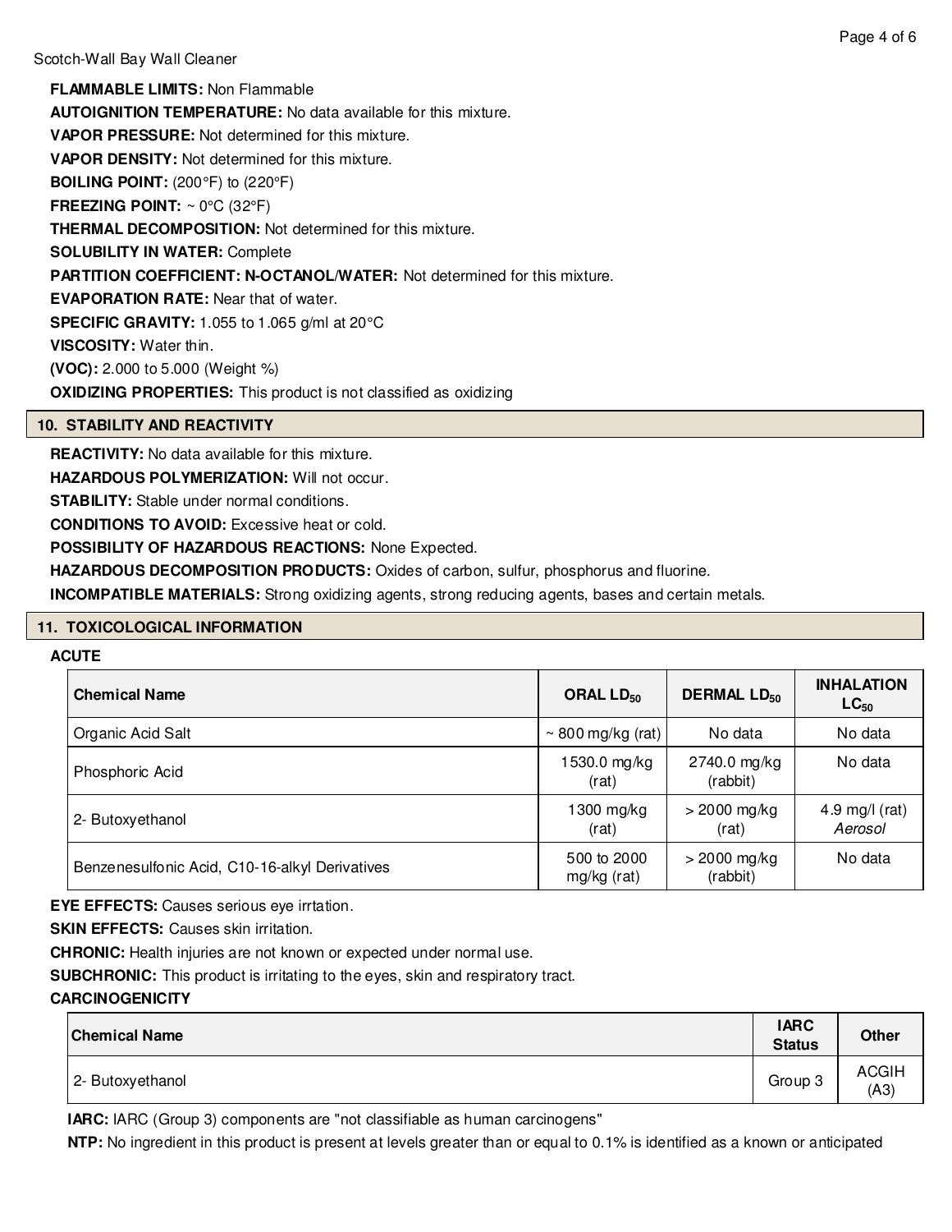**FLAMMABLE LIMITS:** Non Flammable

**AUTOIGNITION TEMPERATURE:** No data available for this mixture.

**VAPOR PRESSURE:** Not determined for this mixture.

**VAPOR DENSITY:** Not determined for this mixture.

**BOILING POINT:** (200°F) to (220°F)

**FREEZING POINT:** ~ 0°C (32°F)

**THERMAL DECOMPOSITION:** Not determined for this mixture.

**SOLUBILITY IN WATER:** Complete

**PARTITION COEFFICIENT: N-OCTANOL/WATER:** Not determined for this mixture.

**EVAPORATION RATE:** Near that of water.

**SPECIFIC GRAVITY:** 1.055 to 1.065 g/ml at 20°C

**VISCOSITY:** Water thin.

**(VOC):** 2.000 to 5.000 (Weight %)

**OXIDIZING PROPERTIES:** This product is not classified as oxidizing

## 10. STABILITY AND REACTIVITY

**REACTIVITY:** No data available for this mixture.

**HAZARDOUS POLYMERIZATION:** Will not occur.

**STABILITY:** Stable under normal conditions.

**CONDITIONS TO AVOID:** Excessive heat or cold.

**POSSIBILITY OF HAZARDOUS REACTIONS:** None Expected.

**HAZARDOUS DECOMPOSITION PRODUCTS:** Oxides of carbon, sulfur, phosphorus and fluorine.

**INCOMPATIBLE MATERIALS:** Strong oxidizing agents, strong reducing agents, bases and certain metals.

## 11. TOXICOLOGICAL INFORMATION

**ACUTE**

| Chemical Name | ORAL $LD_{50}$ | DERMAL $LD_{50}$ | INHALATION $LC_{50}$ |
|---|---|---|---|
| Organic Acid Salt | ~ 800 mg/kg (rat) | No data | No data |
| Phosphoric Acid | 1530.0 mg/kg (rat) | 2740.0 mg/kg (rabbit) | No data |
| 2- Butoxyethanol | 1300 mg/kg (rat) | > 2000 mg/kg (rat) | 4.9 mg/l (rat) *Aerosol* |
| Benzenesulfonic Acid, C10-16-alkyl Derivatives | 500 to 2000 mg/kg (rat) | > 2000 mg/kg (rabbit) | No data |

**EYE EFFECTS:** Causes serious eye irrtation.

**SKIN EFFECTS:** Causes skin irritation.

**CHRONIC:** Health injuries are not known or expected under normal use.

**SUBCHRONIC:** This product is irritating to the eyes, skin and respiratory tract.

**CARCINOGENICITY**

| Chemical Name | IARC Status | Other |
|---|---|---|
| 2- Butoxyethanol | Group 3 | ACGIH (A3) |

**IARC:** IARC (Group 3) components are "not classifiable as human carcinogens"

**NTP:** No ingredient in this product is present at levels greater than or equal to 0.1% is identified as a known or anticipated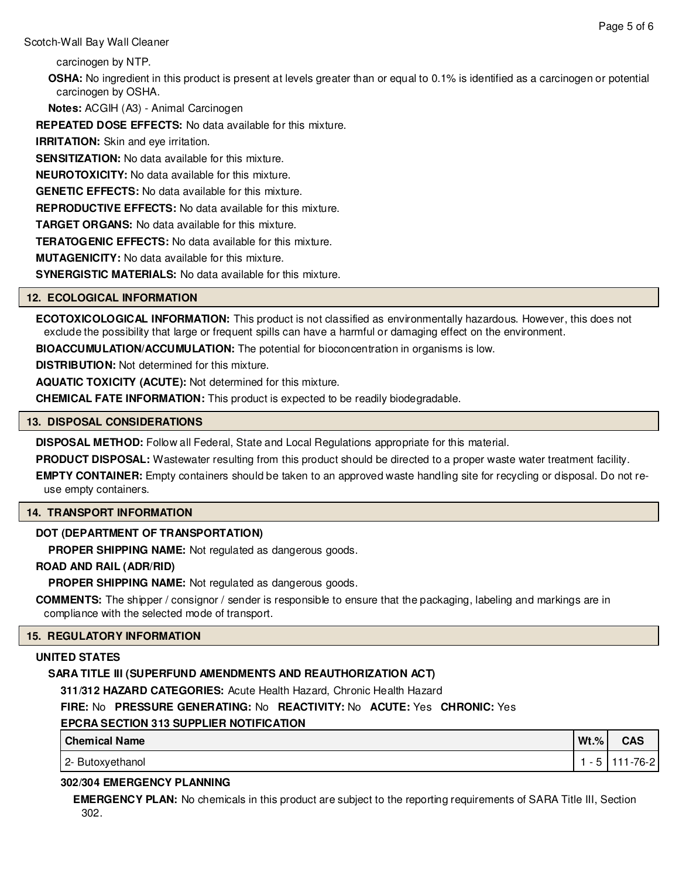carcinogen by NTP.

**OSHA:** No ingredient in this product is present at levels greater than or equal to 0.1% is identified as a carcinogen or potential carcinogen by OSHA.

**Notes:** ACGIH (A3) - Animal Carcinogen

**REPEATED DOSE EFFECTS:** No data available for this mixture.

**IRRITATION:** Skin and eye irritation.

**SENSITIZATION:** No data available for this mixture.

**NEUROTOXICITY:** No data available for this mixture.

**GENETIC EFFECTS:** No data available for this mixture.

**REPRODUCTIVE EFFECTS:** No data available for this mixture.

**TARGET ORGANS:** No data available for this mixture.

**TERATOGENIC EFFECTS:** No data available for this mixture.

**MUTAGENICITY:** No data available for this mixture.

**SYNERGISTIC MATERIALS:** No data available for this mixture.

## 12. ECOLOGICAL INFORMATION

**ECOTOXICOLOGICAL INFORMATION:** This product is not classified as environmentally hazardous. However, this does not exclude the possibility that large or frequent spills can have a harmful or damaging effect on the environment.

**BIOACCUMULATION/ACCUMULATION:** The potential for bioconcentration in organisms is low.

**DISTRIBUTION:** Not determined for this mixture.

**AQUATIC TOXICITY (ACUTE):** Not determined for this mixture.

**CHEMICAL FATE INFORMATION:** This product is expected to be readily biodegradable.

## 13. DISPOSAL CONSIDERATIONS

**DISPOSAL METHOD:** Follow all Federal, State and Local Regulations appropriate for this material.

**PRODUCT DISPOSAL:** Wastewater resulting from this product should be directed to a proper waste water treatment facility.

**EMPTY CONTAINER:** Empty containers should be taken to an approved waste handling site for recycling or disposal. Do not re-use empty containers.

## 14. TRANSPORT INFORMATION

**DOT (DEPARTMENT OF TRANSPORTATION)**

**PROPER SHIPPING NAME:** Not regulated as dangerous goods.

**ROAD AND RAIL (ADR/RID)**

**PROPER SHIPPING NAME:** Not regulated as dangerous goods.

**COMMENTS:** The shipper / consignor / sender is responsible to ensure that the packaging, labeling and markings are in compliance with the selected mode of transport.

## 15. REGULATORY INFORMATION

**UNITED STATES**

**SARA TITLE III (SUPERFUND AMENDMENTS AND REAUTHORIZATION ACT)**

**311/312 HAZARD CATEGORIES:** Acute Health Hazard, Chronic Health Hazard

**FIRE:** No **PRESSURE GENERATING:** No **REACTIVITY:** No **ACUTE:** Yes **CHRONIC:** Yes

**EPCRA SECTION 313 SUPPLIER NOTIFICATION**

| Chemical Name | Wt.% | CAS |
|---|---|---|
| 2- Butoxyethanol | 1 - 5 | 111-76-2 |

**302/304 EMERGENCY PLANNING**

**EMERGENCY PLAN:** No chemicals in this product are subject to the reporting requirements of SARA Title III, Section 302.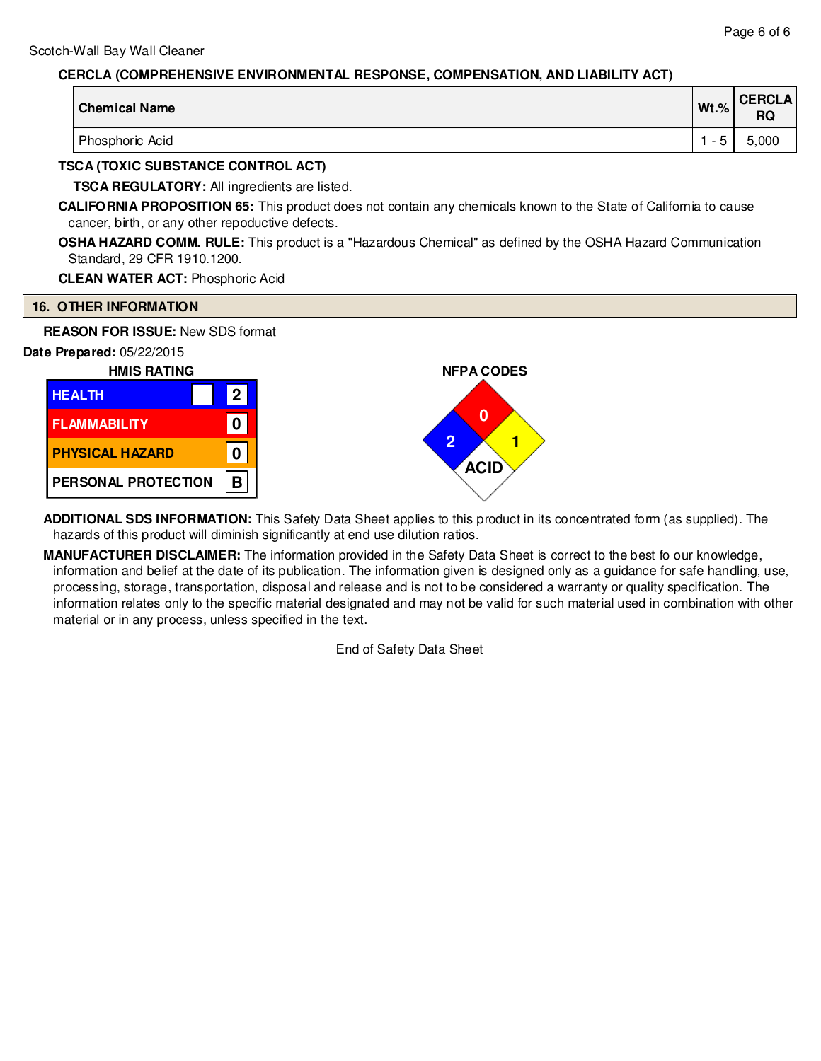**CERCLA (COMPREHENSIVE ENVIRONMENTAL RESPONSE, COMPENSATION, AND LIABILITY ACT)**

| Chemical Name | Wt.% | CERCLA RQ |
|---|---|---|
| Phosphoric Acid | 1 - 5 | 5,000 |

**TSCA (TOXIC SUBSTANCE CONTROL ACT)**

**TSCA REGULATORY:** All ingredients are listed.

**CALIFORNIA PROPOSITION 65:** This product does not contain any chemicals known to the State of California to cause cancer, birth, or any other repoductive defects.

**OSHA HAZARD COMM. RULE:** This product is a "Hazardous Chemical" as defined by the OSHA Hazard Communication Standard, 29 CFR 1910.1200.

**CLEAN WATER ACT:** Phosphoric Acid

## 16. OTHER INFORMATION

**REASON FOR ISSUE:** New SDS format

**Date Prepared:** 05/22/2015

**HMIS RATING**

| | |
|---|---|
| HEALTH | 2 |
| FLAMMABILITY | 0 |
| PHYSICAL HAZARD | 0 |
| PERSONAL PROTECTION | B |

**NFPA CODES**

0

2

1

ACID

**ADDITIONAL SDS INFORMATION:** This Safety Data Sheet applies to this product in its concentrated form (as supplied). The hazards of this product will diminish significantly at end use dilution ratios.

**MANUFACTURER DISCLAIMER:** The information provided in the Safety Data Sheet is correct to the best fo our knowledge, information and belief at the date of its publication. The information given is designed only as a guidance for safe handling, use, processing, storage, transportation, disposal and release and is not to be considered a warranty or quality specification. The information relates only to the specific material designated and may not be valid for such material used in combination with other material or in any process, unless specified in the text.

End of Safety Data Sheet